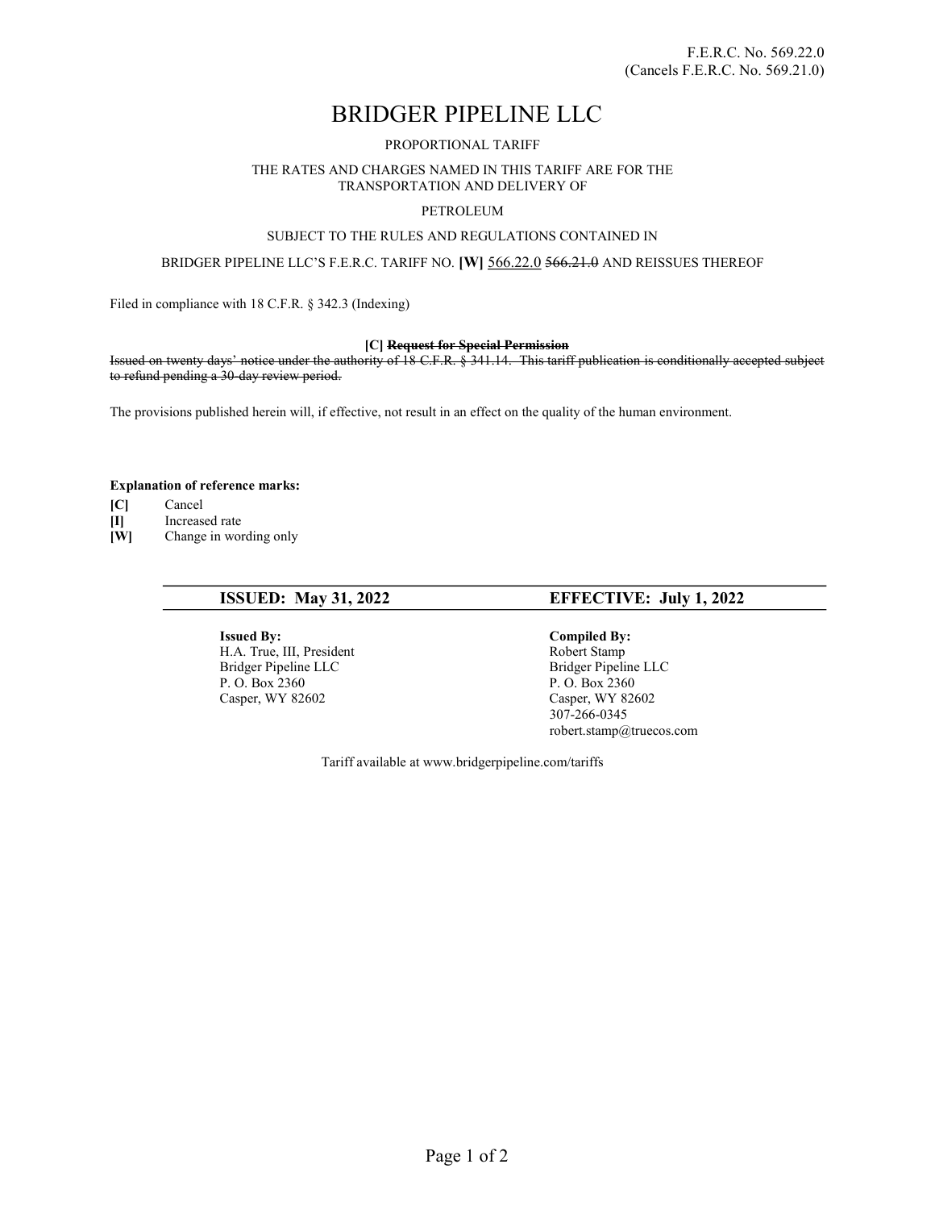F.E.R.C. No. 569.22.0
(Cancels F.E.R.C. No. 569.21.0)

# BRIDGER PIPELINE LLC

PROPORTIONAL TARIFF

THE RATES AND CHARGES NAMED IN THIS TARIFF ARE FOR THE TRANSPORTATION AND DELIVERY OF

PETROLEUM

SUBJECT TO THE RULES AND REGULATIONS CONTAINED IN

BRIDGER PIPELINE LLC'S F.E.R.C. TARIFF NO. **[W]** 566.22.0 ~~566.21.0~~ AND REISSUES THEREOF

Filed in compliance with 18 C.F.R. § 342.3 (Indexing)

**[C] ~~Request for Special Permission~~**

~~Issued on twenty days' notice under the authority of 18 C.F.R. § 341.14. This tariff publication is conditionally accepted subject to refund pending a 30-day review period.~~

The provisions published herein will, if effective, not result in an effect on the quality of the human environment.

**Explanation of reference marks:**

- **[C]** Cancel
- **[I]** Increased rate
- **[W]** Change in wording only

**ISSUED: May 31, 2022** | **EFFECTIVE: July 1, 2022**

**Issued By:**
H.A. True, III, President
Bridger Pipeline LLC
P. O. Box 2360
Casper, WY 82602

**Compiled By:**
Robert Stamp
Bridger Pipeline LLC
P. O. Box 2360
Casper, WY 82602
307-266-0345
robert.stamp@truecos.com

Tariff available at www.bridgerpipeline.com/tariffs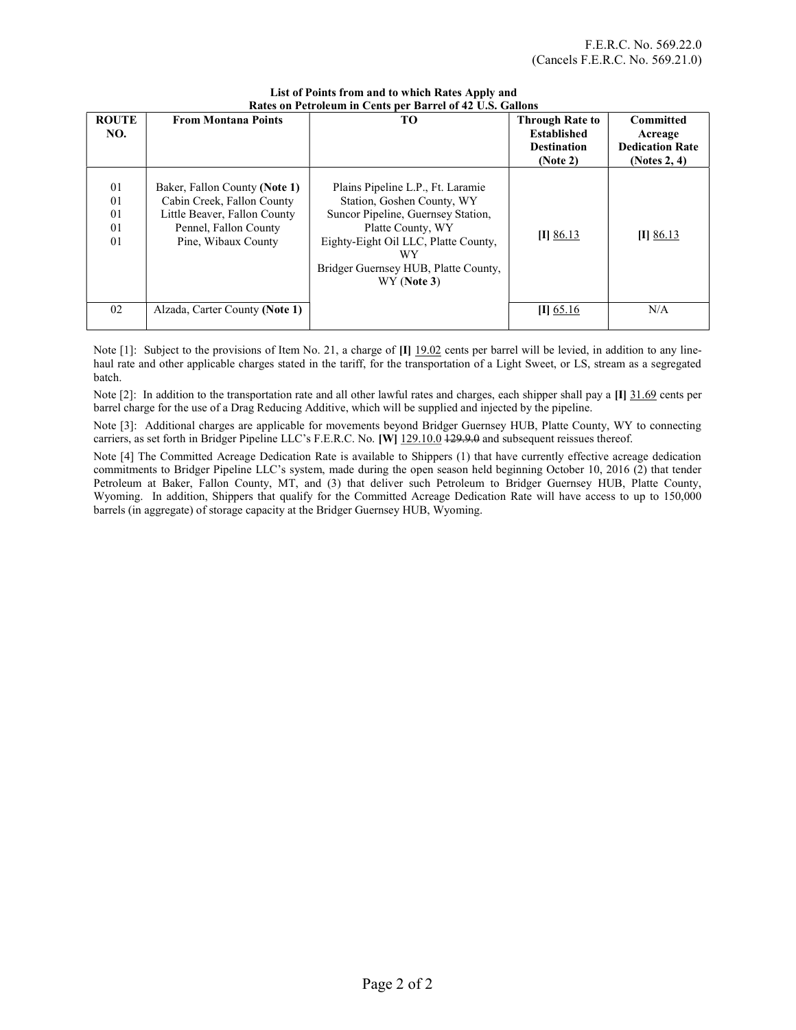F.E.R.C. No. 569.22.0
(Cancels F.E.R.C. No. 569.21.0)

**List of Points from and to which Rates Apply and Rates on Petroleum in Cents per Barrel of 42 U.S. Gallons**

| ROUTE NO. | From Montana Points | TO | Through Rate to Established Destination (Note 2) | Committed Acreage Dedication Rate (Notes 2, 4) |
|---|---|---|---|---|
| 01<br>01<br>01<br>01<br>01 | Baker, Fallon County **(Note 1)**<br>Cabin Creek, Fallon County<br>Little Beaver, Fallon County<br>Pennel, Fallon County<br>Pine, Wibaux County | Plains Pipeline L.P., Ft. Laramie Station, Goshen County, WY<br>Suncor Pipeline, Guernsey Station, Platte County, WY<br>Eighty-Eight Oil LLC, Platte County, WY<br>Bridger Guernsey HUB, Platte County, WY (**Note 3**) | **[I]** 86.13 | **[I]** 86.13 |
| 02 | Alzada, Carter County **(Note 1)** | | **[I]** 65.16 | N/A |

Note [1]: Subject to the provisions of Item No. 21, a charge of **[I]** 19.02 cents per barrel will be levied, in addition to any line-haul rate and other applicable charges stated in the tariff, for the transportation of a Light Sweet, or LS, stream as a segregated batch.

Note [2]: In addition to the transportation rate and all other lawful rates and charges, each shipper shall pay a **[I]** 31.69 cents per barrel charge for the use of a Drag Reducing Additive, which will be supplied and injected by the pipeline.

Note [3]: Additional charges are applicable for movements beyond Bridger Guernsey HUB, Platte County, WY to connecting carriers, as set forth in Bridger Pipeline LLC's F.E.R.C. No. **[W]** 129.10.0 ~~129.9.0~~ and subsequent reissues thereof.

Note [4] The Committed Acreage Dedication Rate is available to Shippers (1) that have currently effective acreage dedication commitments to Bridger Pipeline LLC's system, made during the open season held beginning October 10, 2016 (2) that tender Petroleum at Baker, Fallon County, MT, and (3) that deliver such Petroleum to Bridger Guernsey HUB, Platte County, Wyoming. In addition, Shippers that qualify for the Committed Acreage Dedication Rate will have access to up to 150,000 barrels (in aggregate) of storage capacity at the Bridger Guernsey HUB, Wyoming.